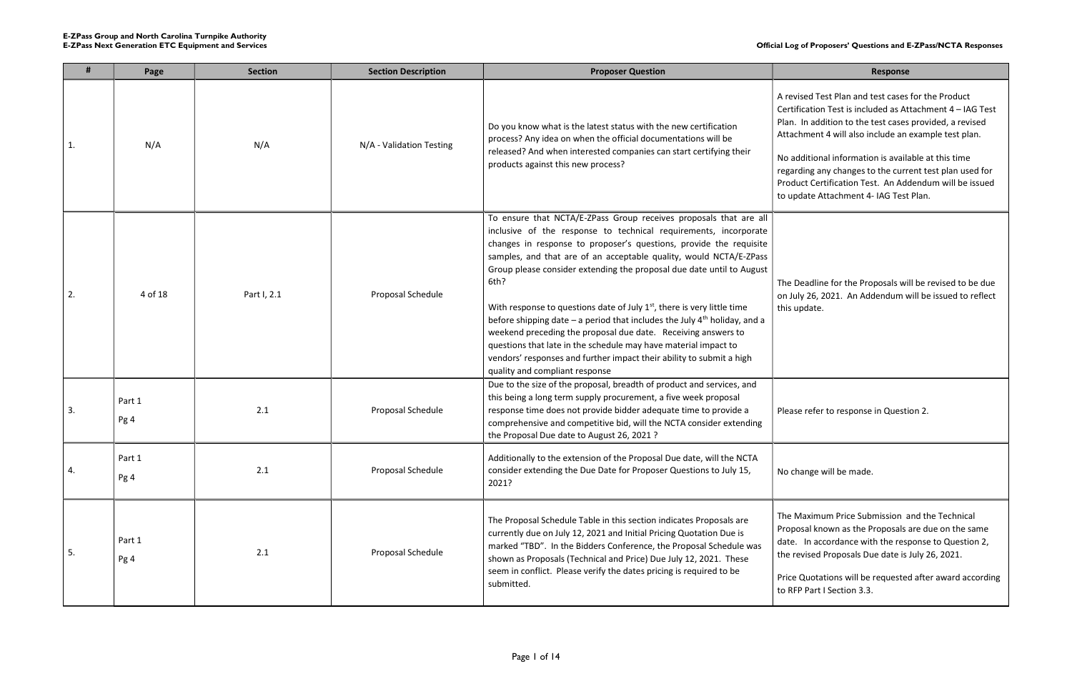| # | Page | Section | Section Description | Proposer Question | Response |
|---|---|---|---|---|---|
| 1. | N/A | N/A | N/A - Validation Testing | Do you know what is the latest status with the new certification process? Any idea on when the official documentations will be released? And when interested companies can start certifying their products against this new process? | A revised Test Plan and test cases for the Product Certification Test is included as Attachment 4 – IAG Test Plan. In addition to the test cases provided, a revised Attachment 4 will also include an example test plan.<br><br>No additional information is available at this time regarding any changes to the current test plan used for Product Certification Test. An Addendum will be issued to update Attachment 4- IAG Test Plan. |
| 2. | 4 of 18 | Part I, 2.1 | Proposal Schedule | To ensure that NCTA/E-ZPass Group receives proposals that are all inclusive of the response to technical requirements, incorporate changes in response to proposer's questions, provide the requisite samples, and that are of an acceptable quality, would NCTA/E-ZPass Group please consider extending the proposal due date until to August 6th?<br><br>With response to questions date of July 1st, there is very little time before shipping date – a period that includes the July 4th holiday, and a weekend preceding the proposal due date. Receiving answers to questions that late in the schedule may have material impact to vendors' responses and further impact their ability to submit a high quality and compliant response | The Deadline for the Proposals will be revised to be due on July 26, 2021. An Addendum will be issued to reflect this update. |
| 3. | Part 1<br>Pg 4 | 2.1 | Proposal Schedule | Due to the size of the proposal, breadth of product and services, and this being a long term supply procurement, a five week proposal response time does not provide bidder adequate time to provide a comprehensive and competitive bid, will the NCTA consider extending the Proposal Due date to August 26, 2021 ? | Please refer to response in Question 2. |
| 4. | Part 1<br>Pg 4 | 2.1 | Proposal Schedule | Additionally to the extension of the Proposal Due date, will the NCTA consider extending the Due Date for Proposer Questions to July 15, 2021? | No change will be made. |
| 5. | Part 1<br>Pg 4 | 2.1 | Proposal Schedule | The Proposal Schedule Table in this section indicates Proposals are currently due on July 12, 2021 and Initial Pricing Quotation Due is marked "TBD". In the Bidders Conference, the Proposal Schedule was shown as Proposals (Technical and Price) Due July 12, 2021. These seem in conflict. Please verify the dates pricing is required to be submitted. | The Maximum Price Submission and the Technical Proposal known as the Proposals are due on the same date. In accordance with the response to Question 2, the revised Proposals Due date is July 26, 2021.<br><br>Price Quotations will be requested after award according to RFP Part I Section 3.3. |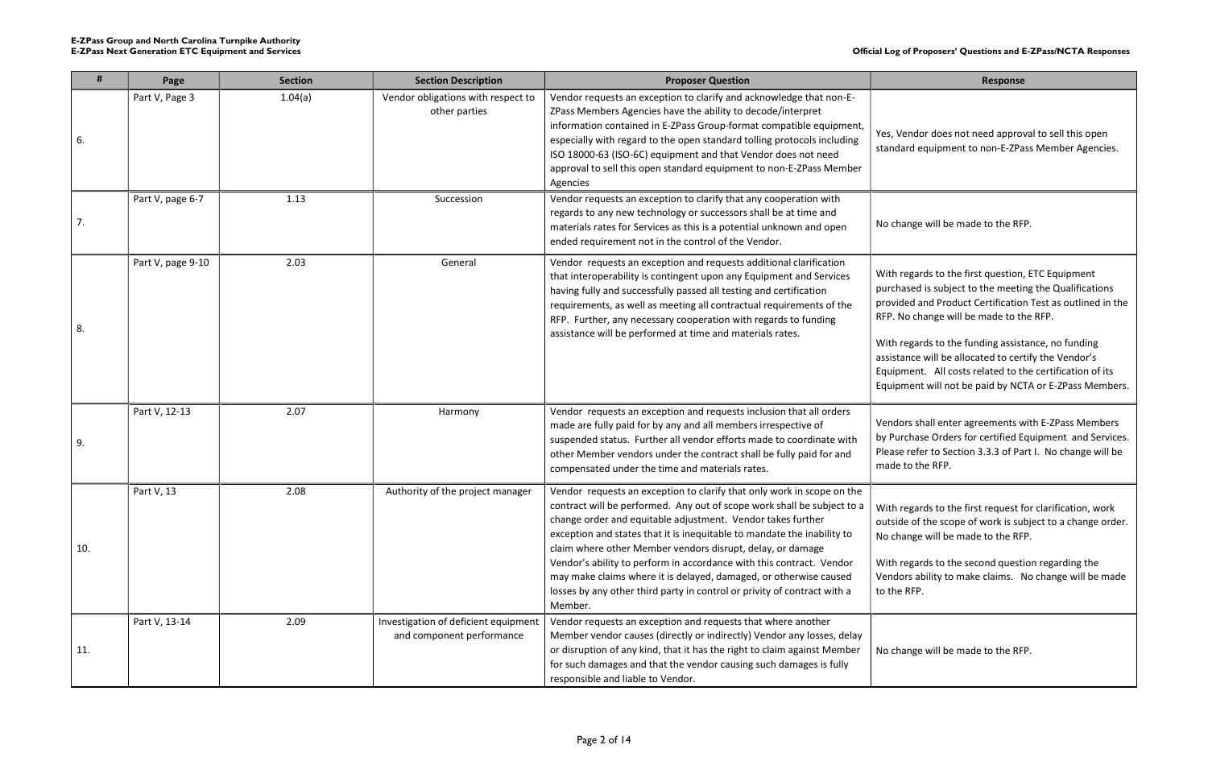| # | Page | Section | Section Description | Proposer Question | Response |
|---|---|---|---|---|---|
| 6. | Part V, Page 3 | 1.04(a) | Vendor obligations with respect to other parties | Vendor requests an exception to clarify and acknowledge that non-E-ZPass Members Agencies have the ability to decode/interpret information contained in E-ZPass Group-format compatible equipment, especially with regard to the open standard tolling protocols including ISO 18000-63 (ISO-6C) equipment and that Vendor does not need approval to sell this open standard equipment to non-E-ZPass Member Agencies | Yes, Vendor does not need approval to sell this open standard equipment to non-E-ZPass Member Agencies. |
| 7. | Part V, page 6-7 | 1.13 | Succession | Vendor requests an exception to clarify that any cooperation with regards to any new technology or successors shall be at time and materials rates for Services as this is a potential unknown and open ended requirement not in the control of the Vendor. | No change will be made to the RFP. |
| 8. | Part V, page 9-10 | 2.03 | General | Vendor requests an exception and requests additional clarification that interoperability is contingent upon any Equipment and Services having fully and successfully passed all testing and certification requirements, as well as meeting all contractual requirements of the RFP. Further, any necessary cooperation with regards to funding assistance will be performed at time and materials rates. | With regards to the first question, ETC Equipment purchased is subject to the meeting the Qualifications provided and Product Certification Test as outlined in the RFP. No change will be made to the RFP.<br><br>With regards to the funding assistance, no funding assistance will be allocated to certify the Vendor's Equipment. All costs related to the certification of its Equipment will not be paid by NCTA or E-ZPass Members. |
| 9. | Part V, 12-13 | 2.07 | Harmony | Vendor requests an exception and requests inclusion that all orders made are fully paid for by any and all members irrespective of suspended status. Further all vendor efforts made to coordinate with other Member vendors under the contract shall be fully paid for and compensated under the time and materials rates. | Vendors shall enter agreements with E-ZPass Members by Purchase Orders for certified Equipment and Services. Please refer to Section 3.3.3 of Part I. No change will be made to the RFP. |
| 10. | Part V, 13 | 2.08 | Authority of the project manager | Vendor requests an exception to clarify that only work in scope on the contract will be performed. Any out of scope work shall be subject to a change order and equitable adjustment. Vendor takes further exception and states that it is inequitable to mandate the inability to claim where other Member vendors disrupt, delay, or damage Vendor's ability to perform in accordance with this contract. Vendor may make claims where it is delayed, damaged, or otherwise caused losses by any other third party in control or privity of contract with a Member. | With regards to the first request for clarification, work outside of the scope of work is subject to a change order. No change will be made to the RFP.<br><br>With regards to the second question regarding the Vendors ability to make claims. No change will be made to the RFP. |
| 11. | Part V, 13-14 | 2.09 | Investigation of deficient equipment and component performance | Vendor requests an exception and requests that where another Member vendor causes (directly or indirectly) Vendor any losses, delay or disruption of any kind, that it has the right to claim against Member for such damages and that the vendor causing such damages is fully responsible and liable to Vendor. | No change will be made to the RFP. |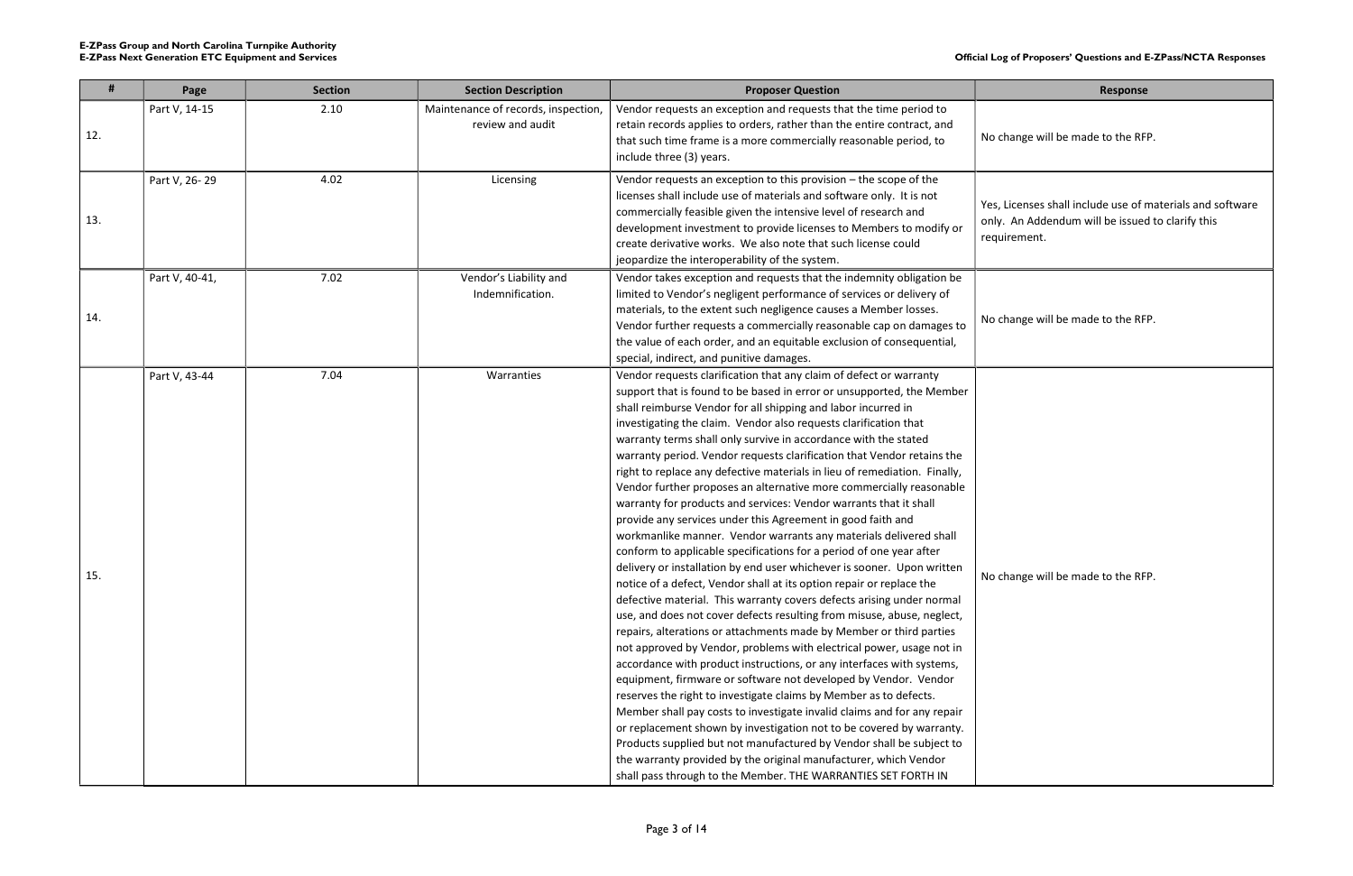| # | Page | Section | Section Description | Proposer Question | Response |
|---|---|---|---|---|---|
| 12. | Part V, 14-15 | 2.10 | Maintenance of records, inspection, review and audit | Vendor requests an exception and requests that the time period to retain records applies to orders, rather than the entire contract, and that such time frame is a more commercially reasonable period, to include three (3) years. | No change will be made to the RFP. |
| 13. | Part V, 26- 29 | 4.02 | Licensing | Vendor requests an exception to this provision – the scope of the licenses shall include use of materials and software only. It is not commercially feasible given the intensive level of research and development investment to provide licenses to Members to modify or create derivative works. We also note that such license could jeopardize the interoperability of the system. | Yes, Licenses shall include use of materials and software only. An Addendum will be issued to clarify this requirement. |
| 14. | Part V, 40-41, | 7.02 | Vendor's Liability and Indemnification. | Vendor takes exception and requests that the indemnity obligation be limited to Vendor's negligent performance of services or delivery of materials, to the extent such negligence causes a Member losses. Vendor further requests a commercially reasonable cap on damages to the value of each order, and an equitable exclusion of consequential, special, indirect, and punitive damages. | No change will be made to the RFP. |
| 15. | Part V, 43-44 | 7.04 | Warranties | Vendor requests clarification that any claim of defect or warranty support that is found to be based in error or unsupported, the Member shall reimburse Vendor for all shipping and labor incurred in investigating the claim. Vendor also requests clarification that warranty terms shall only survive in accordance with the stated warranty period. Vendor requests clarification that Vendor retains the right to replace any defective materials in lieu of remediation. Finally, Vendor further proposes an alternative more commercially reasonable warranty for products and services: Vendor warrants that it shall provide any services under this Agreement in good faith and workmanlike manner. Vendor warrants any materials delivered shall conform to applicable specifications for a period of one year after delivery or installation by end user whichever is sooner. Upon written notice of a defect, Vendor shall at its option repair or replace the defective material. This warranty covers defects arising under normal use, and does not cover defects resulting from misuse, abuse, neglect, repairs, alterations or attachments made by Member or third parties not approved by Vendor, problems with electrical power, usage not in accordance with product instructions, or any interfaces with systems, equipment, firmware or software not developed by Vendor. Vendor reserves the right to investigate claims by Member as to defects. Member shall pay costs to investigate invalid claims and for any repair or replacement shown by investigation not to be covered by warranty. Products supplied but not manufactured by Vendor shall be subject to the warranty provided by the original manufacturer, which Vendor shall pass through to the Member. THE WARRANTIES SET FORTH IN | No change will be made to the RFP. |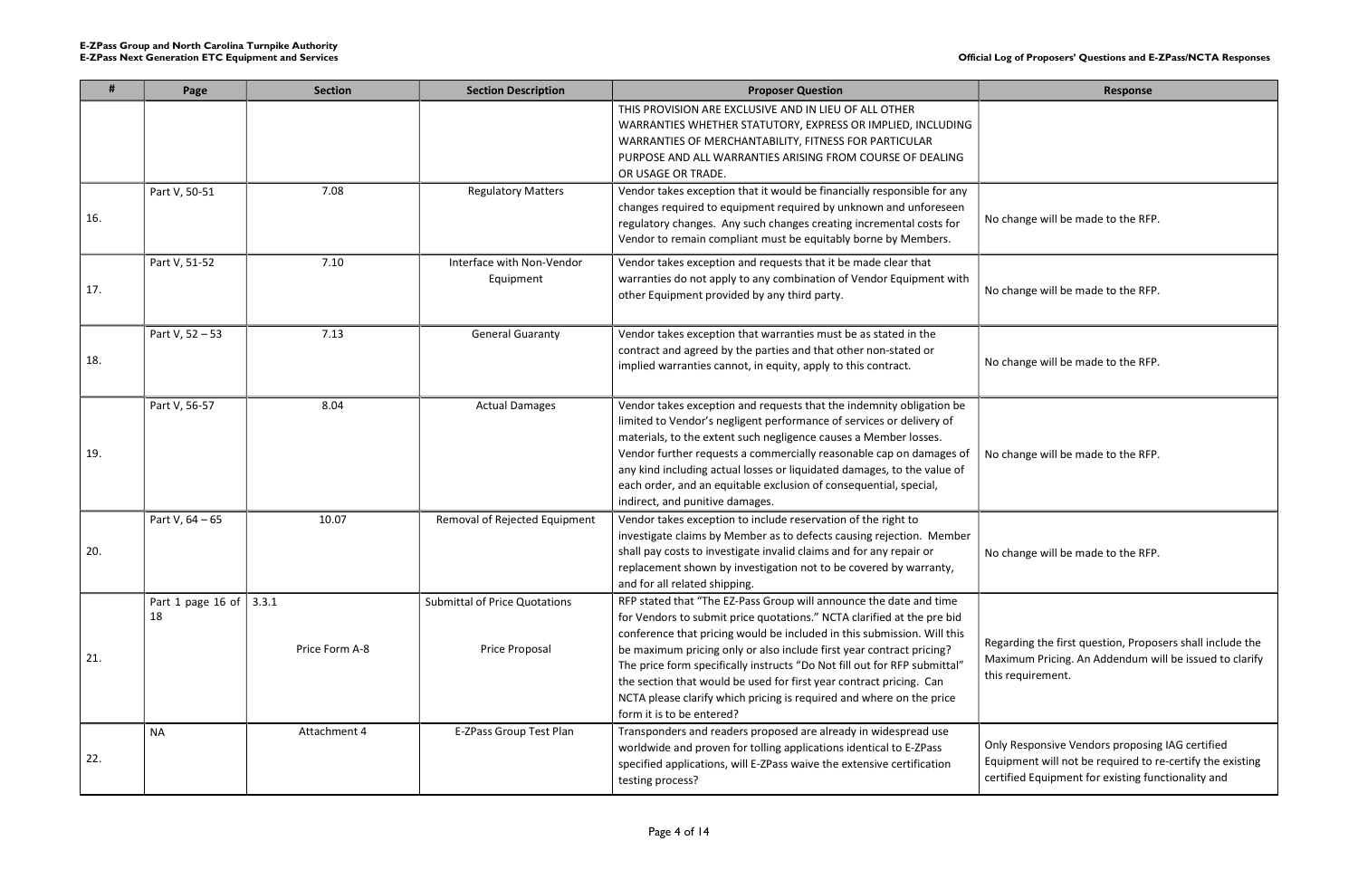| # | Page | Section | Section Description | Proposer Question | Response |
|---|---|---|---|---|---|
| | | | | THIS PROVISION ARE EXCLUSIVE AND IN LIEU OF ALL OTHER WARRANTIES WHETHER STATUTORY, EXPRESS OR IMPLIED, INCLUDING WARRANTIES OF MERCHANTABILITY, FITNESS FOR PARTICULAR PURPOSE AND ALL WARRANTIES ARISING FROM COURSE OF DEALING OR USAGE OR TRADE. | |
| 16. | Part V, 50-51 | 7.08 | Regulatory Matters | Vendor takes exception that it would be financially responsible for any changes required to equipment required by unknown and unforeseen regulatory changes. Any such changes creating incremental costs for Vendor to remain compliant must be equitably borne by Members. | No change will be made to the RFP. |
| 17. | Part V, 51-52 | 7.10 | Interface with Non-Vendor Equipment | Vendor takes exception and requests that it be made clear that warranties do not apply to any combination of Vendor Equipment with other Equipment provided by any third party. | No change will be made to the RFP. |
| 18. | Part V, 52 – 53 | 7.13 | General Guaranty | Vendor takes exception that warranties must be as stated in the contract and agreed by the parties and that other non-stated or implied warranties cannot, in equity, apply to this contract. | No change will be made to the RFP. |
| 19. | Part V, 56-57 | 8.04 | Actual Damages | Vendor takes exception and requests that the indemnity obligation be limited to Vendor's negligent performance of services or delivery of materials, to the extent such negligence causes a Member losses. Vendor further requests a commercially reasonable cap on damages of any kind including actual losses or liquidated damages, to the value of each order, and an equitable exclusion of consequential, special, indirect, and punitive damages. | No change will be made to the RFP. |
| 20. | Part V, 64 – 65 | 10.07 | Removal of Rejected Equipment | Vendor takes exception to include reservation of the right to investigate claims by Member as to defects causing rejection. Member shall pay costs to investigate invalid claims and for any repair or replacement shown by investigation not to be covered by warranty, and for all related shipping. | No change will be made to the RFP. |
| 21. | Part 1 page 16 of 18 | 3.3.1<br><br>Price Form A-8 | Submittal of Price Quotations<br><br>Price Proposal | RFP stated that "The EZ-Pass Group will announce the date and time for Vendors to submit price quotations." NCTA clarified at the pre bid conference that pricing would be included in this submission. Will this be maximum pricing only or also include first year contract pricing? The price form specifically instructs "Do Not fill out for RFP submittal" the section that would be used for first year contract pricing. Can NCTA please clarify which pricing is required and where on the price form it is to be entered? | Regarding the first question, Proposers shall include the Maximum Pricing. An Addendum will be issued to clarify this requirement. |
| 22. | NA | Attachment 4 | E-ZPass Group Test Plan | Transponders and readers proposed are already in widespread use worldwide and proven for tolling applications identical to E-ZPass specified applications, will E-ZPass waive the extensive certification testing process? | Only Responsive Vendors proposing IAG certified Equipment will not be required to re-certify the existing certified Equipment for existing functionality and |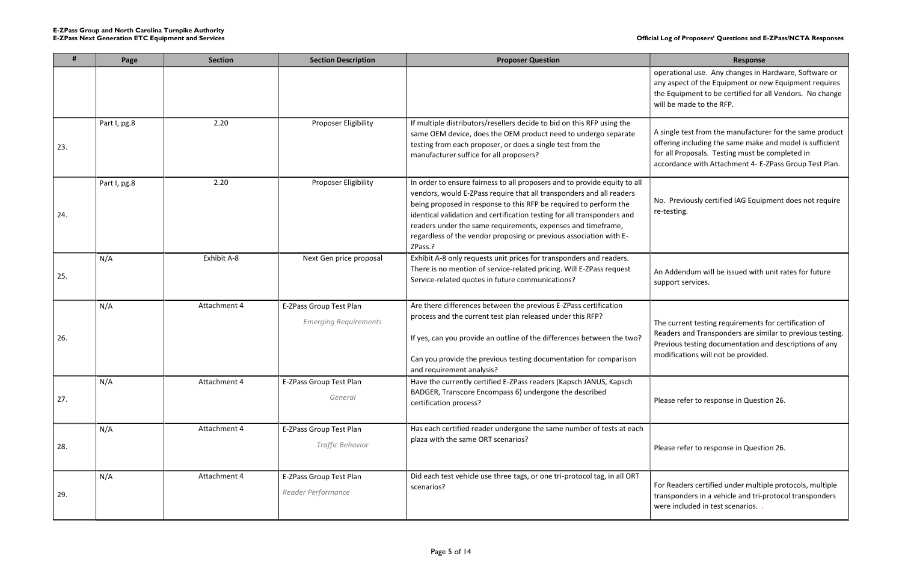| # | Page | Section | Section Description | Proposer Question | Response |
|---|---|---|---|---|---|
| | | | | | operational use. Any changes in Hardware, Software or any aspect of the Equipment or new Equipment requires the Equipment to be certified for all Vendors. No change will be made to the RFP. |
| 23. | Part I, pg.8 | 2.20 | Proposer Eligibility | If multiple distributors/resellers decide to bid on this RFP using the same OEM device, does the OEM product need to undergo separate testing from each proposer, or does a single test from the manufacturer suffice for all proposers? | A single test from the manufacturer for the same product offering including the same make and model is sufficient for all Proposals. Testing must be completed in accordance with Attachment 4- E-ZPass Group Test Plan. |
| 24. | Part I, pg.8 | 2.20 | Proposer Eligibility | In order to ensure fairness to all proposers and to provide equity to all vendors, would E-ZPass require that all transponders and all readers being proposed in response to this RFP be required to perform the identical validation and certification testing for all transponders and readers under the same requirements, expenses and timeframe, regardless of the vendor proposing or previous association with E-ZPass.? | No. Previously certified IAG Equipment does not require re-testing. |
| 25. | N/A | Exhibit A-8 | Next Gen price proposal | Exhibit A-8 only requests unit prices for transponders and readers. There is no mention of service-related pricing. Will E-ZPass request Service-related quotes in future communications? | An Addendum will be issued with unit rates for future support services. |
| 26. | N/A | Attachment 4 | E-ZPass Group Test Plan<br>*Emerging Requirements* | Are there differences between the previous E-ZPass certification process and the current test plan released under this RFP?<br><br>If yes, can you provide an outline of the differences between the two?<br><br>Can you provide the previous testing documentation for comparison and requirement analysis? | The current testing requirements for certification of Readers and Transponders are similar to previous testing. Previous testing documentation and descriptions of any modifications will not be provided. |
| 27. | N/A | Attachment 4 | E-ZPass Group Test Plan<br>*General* | Have the currently certified E-ZPass readers (Kapsch JANUS, Kapsch BADGER, Transcore Encompass 6) undergone the described certification process? | Please refer to response in Question 26. |
| 28. | N/A | Attachment 4 | E-ZPass Group Test Plan<br>*Traffic Behavior* | Has each certified reader undergone the same number of tests at each plaza with the same ORT scenarios? | Please refer to response in Question 26. |
| 29. | N/A | Attachment 4 | E-ZPass Group Test Plan<br>*Reader Performance* | Did each test vehicle use three tags, or one tri-protocol tag, in all ORT scenarios? | For Readers certified under multiple protocols, multiple transponders in a vehicle and tri-protocol transponders were included in test scenarios. . |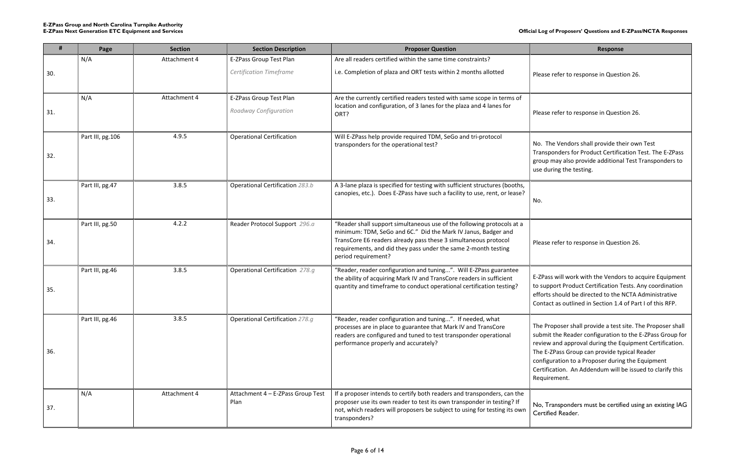| # | Page | Section | Section Description | Proposer Question | Response |
|---|---|---|---|---|---|
| 30. | N/A | Attachment 4 | E-ZPass Group Test Plan *Certification Timeframe* | Are all readers certified within the same time constraints? i.e. Completion of plaza and ORT tests within 2 months allotted | Please refer to response in Question 26. |
| 31. | N/A | Attachment 4 | E-ZPass Group Test Plan *Roadway Configuration* | Are the currently certified readers tested with same scope in terms of location and configuration, of 3 lanes for the plaza and 4 lanes for ORT? | Please refer to response in Question 26. |
| 32. | Part III, pg.106 | 4.9.5 | Operational Certification | Will E-ZPass help provide required TDM, SeGo and tri-protocol transponders for the operational test? | No. The Vendors shall provide their own Test Transponders for Product Certification Test. The E-ZPass group may also provide additional Test Transponders to use during the testing. |
| 33. | Part III, pg.47 | 3.8.5 | Operational Certification *283.b* | A 3-lane plaza is specified for testing with sufficient structures (booths, canopies, etc.). Does E-ZPass have such a facility to use, rent, or lease? | No. |
| 34. | Part III, pg.50 | 4.2.2 | Reader Protocol Support *296.a* | "Reader shall support simultaneous use of the following protocols at a minimum: TDM, SeGo and 6C." Did the Mark IV Janus, Badger and TransCore E6 readers already pass these 3 simultaneous protocol requirements, and did they pass under the same 2-month testing period requirement? | Please refer to response in Question 26. |
| 35. | Part III, pg.46 | 3.8.5 | Operational Certification *278.g* | "Reader, reader configuration and tuning...". Will E-ZPass guarantee the ability of acquiring Mark IV and TransCore readers in sufficient quantity and timeframe to conduct operational certification testing? | E-ZPass will work with the Vendors to acquire Equipment to support Product Certification Tests. Any coordination efforts should be directed to the NCTA Administrative Contact as outlined in Section 1.4 of Part I of this RFP. |
| 36. | Part III, pg.46 | 3.8.5 | Operational Certification *278.g* | "Reader, reader configuration and tuning...". If needed, what processes are in place to guarantee that Mark IV and TransCore readers are configured and tuned to test transponder operational performance properly and accurately? | The Proposer shall provide a test site. The Proposer shall submit the Reader configuration to the E-ZPass Group for review and approval during the Equipment Certification. The E-ZPass Group can provide typical Reader configuration to a Proposer during the Equipment Certification. An Addendum will be issued to clarify this Requirement. |
| 37. | N/A | Attachment 4 | Attachment 4 – E-ZPass Group Test Plan | If a proposer intends to certify both readers and transponders, can the proposer use its own reader to test its own transponder in testing? If not, which readers will proposers be subject to using for testing its own transponders? | No, Transponders must be certified using an existing IAG Certified Reader. |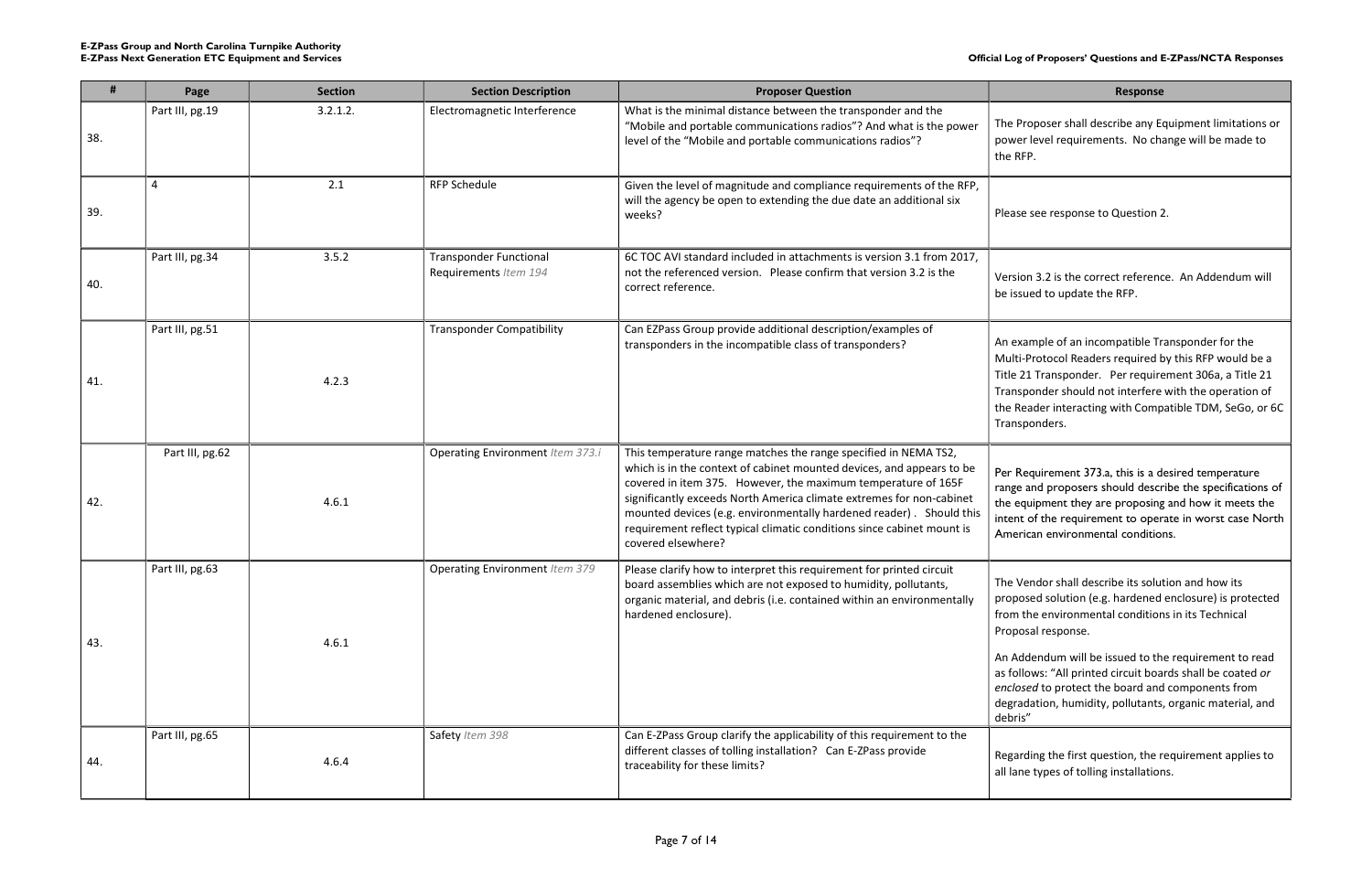| # | Page | Section | Section Description | Proposer Question | Response |
|---|---|---|---|---|---|
| 38. | Part III, pg.19 | 3.2.1.2. | Electromagnetic Interference | What is the minimal distance between the transponder and the "Mobile and portable communications radios"? And what is the power level of the "Mobile and portable communications radios"? | The Proposer shall describe any Equipment limitations or power level requirements. No change will be made to the RFP. |
| 39. | 4 | 2.1 | RFP Schedule | Given the level of magnitude and compliance requirements of the RFP, will the agency be open to extending the due date an additional six weeks? | Please see response to Question 2. |
| 40. | Part III, pg.34 | 3.5.2 | Transponder Functional Requirements *Item 194* | 6C TOC AVI standard included in attachments is version 3.1 from 2017, not the referenced version. Please confirm that version 3.2 is the correct reference. | Version 3.2 is the correct reference. An Addendum will be issued to update the RFP. |
| 41. | Part III, pg.51 | 4.2.3 | Transponder Compatibility | Can EZPass Group provide additional description/examples of transponders in the incompatible class of transponders? | An example of an incompatible Transponder for the Multi-Protocol Readers required by this RFP would be a Title 21 Transponder. Per requirement 306a, a Title 21 Transponder should not interfere with the operation of the Reader interacting with Compatible TDM, SeGo, or 6C Transponders. |
| 42. | Part III, pg.62 | 4.6.1 | Operating Environment *Item 373.i* | This temperature range matches the range specified in NEMA TS2, which is in the context of cabinet mounted devices, and appears to be covered in item 375. However, the maximum temperature of 165F significantly exceeds North America climate extremes for non-cabinet mounted devices (e.g. environmentally hardened reader). Should this requirement reflect typical climatic conditions since cabinet mount is covered elsewhere? | Per Requirement 373.a, this is a desired temperature range and proposers should describe the specifications of the equipment they are proposing and how it meets the intent of the requirement to operate in worst case North American environmental conditions. |
| 43. | Part III, pg.63 | 4.6.1 | Operating Environment *Item 379* | Please clarify how to interpret this requirement for printed circuit board assemblies which are not exposed to humidity, pollutants, organic material, and debris (i.e. contained within an environmentally hardened enclosure). | The Vendor shall describe its solution and how its proposed solution (e.g. hardened enclosure) is protected from the environmental conditions in its Technical Proposal response.<br><br>An Addendum will be issued to the requirement to read as follows: "All printed circuit boards shall be coated *or enclosed* to protect the board and components from degradation, humidity, pollutants, organic material, and debris" |
| 44. | Part III, pg.65 | 4.6.4 | Safety *Item 398* | Can E-ZPass Group clarify the applicability of this requirement to the different classes of tolling installation? Can E-ZPass provide traceability for these limits? | Regarding the first question, the requirement applies to all lane types of tolling installations. |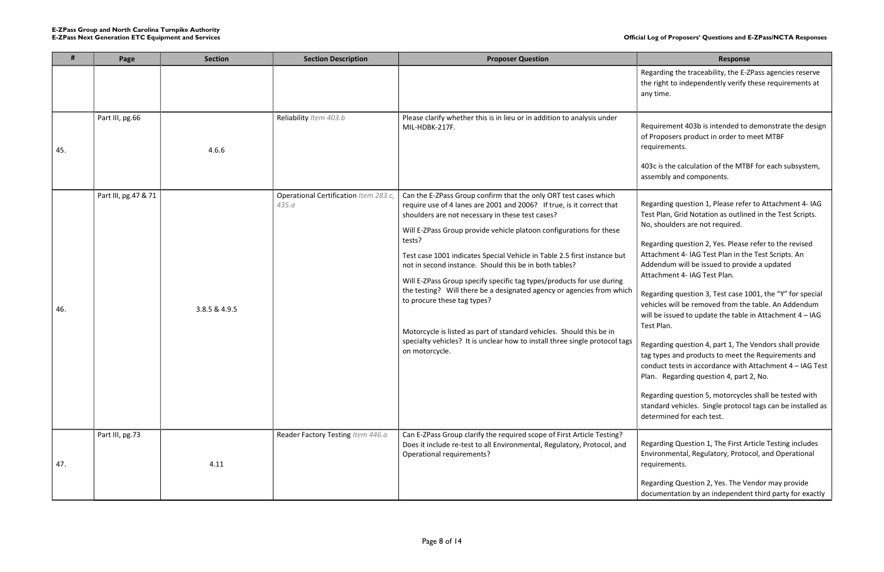| # | Page | Section | Section Description | Proposer Question | Response |
|---|---|---|---|---|---|
| | | | | | Regarding the traceability, the E-ZPass agencies reserve the right to independently verify these requirements at any time. |
| 45. | Part III, pg.66 | 4.6.6 | Reliability *Item 403.b* | Please clarify whether this is in lieu or in addition to analysis under MIL-HDBK-217F. | Requirement 403b is intended to demonstrate the design of Proposers product in order to meet MTBF requirements.<br><br>403c is the calculation of the MTBF for each subsystem, assembly and components. |
| 46. | Part III, pg.47 & 71 | 3.8.5 & 4.9.5 | Operational Certification *Item 283.c, 435.a* | Can the E-ZPass Group confirm that the only ORT test cases which require use of 4 lanes are 2001 and 2006? If true, is it correct that shoulders are not necessary in these test cases?<br><br>Will E-ZPass Group provide vehicle platoon configurations for these tests?<br><br>Test case 1001 indicates Special Vehicle in Table 2.5 first instance but not in second instance. Should this be in both tables?<br><br>Will E-ZPass Group specify specific tag types/products for use during the testing? Will there be a designated agency or agencies from which to procure these tag types?<br><br>Motorcycle is listed as part of standard vehicles. Should this be in specialty vehicles? It is unclear how to install three single protocol tags on motorcycle. | Regarding question 1, Please refer to Attachment 4- IAG Test Plan, Grid Notation as outlined in the Test Scripts. No, shoulders are not required.<br><br>Regarding question 2, Yes. Please refer to the revised Attachment 4- IAG Test Plan in the Test Scripts. An Addendum will be issued to provide a updated Attachment 4- IAG Test Plan.<br><br>Regarding question 3, Test case 1001, the "Y" for special vehicles will be removed from the table. An Addendum will be issued to update the table in Attachment 4 – IAG Test Plan.<br><br>Regarding question 4, part 1, The Vendors shall provide tag types and products to meet the Requirements and conduct tests in accordance with Attachment 4 – IAG Test Plan. Regarding question 4, part 2, No.<br><br>Regarding question 5, motorcycles shall be tested with standard vehicles. Single protocol tags can be installed as determined for each test. |
| 47. | Part III, pg.73 | 4.11 | Reader Factory Testing *Item 446.a* | Can E-ZPass Group clarify the required scope of First Article Testing? Does it include re-test to all Environmental, Regulatory, Protocol, and Operational requirements? | Regarding Question 1, The First Article Testing includes Environmental, Regulatory, Protocol, and Operational requirements.<br><br>Regarding Question 2, Yes. The Vendor may provide documentation by an independent third party for exactly |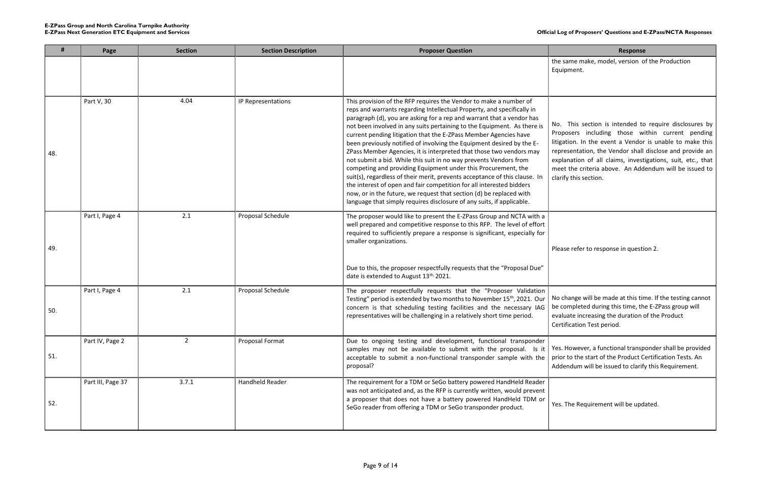| # | Page | Section | Section Description | Proposer Question | Response |
|---|---|---|---|---|---|
| | | | | | the same make, model, version of the Production Equipment. |
| 48. | Part V, 30 | 4.04 | IP Representations | This provision of the RFP requires the Vendor to make a number of reps and warrants regarding Intellectual Property, and specifically in paragraph (d), you are asking for a rep and warrant that a vendor has not been involved in any suits pertaining to the Equipment. As there is current pending litigation that the E-ZPass Member Agencies have been previously notified of involving the Equipment desired by the E-ZPass Member Agencies, it is interpreted that those two vendors may not submit a bid. While this suit in no way prevents Vendors from competing and providing Equipment under this Procurement, the suit(s), regardless of their merit, prevents acceptance of this clause. In the interest of open and fair competition for all interested bidders now, or in the future, we request that section (d) be replaced with language that simply requires disclosure of any suits, if applicable. | No. This section is intended to require disclosures by Proposers including those within current pending litigation. In the event a Vendor is unable to make this representation, the Vendor shall disclose and provide an explanation of all claims, investigations, suit, etc., that meet the criteria above. An Addendum will be issued to clarify this section. |
| 49. | Part I, Page 4 | 2.1 | Proposal Schedule | The proposer would like to present the E-ZPass Group and NCTA with a well prepared and competitive response to this RFP. The level of effort required to sufficiently prepare a response is significant, especially for smaller organizations.<br><br>Due to this, the proposer respectfully requests that the "Proposal Due" date is extended to August 13th, 2021. | Please refer to response in question 2. |
| 50. | Part I, Page 4 | 2.1 | Proposal Schedule | The proposer respectfully requests that the "Proposer Validation Testing" period is extended by two months to November 15th, 2021. Our concern is that scheduling testing facilities and the necessary IAG representatives will be challenging in a relatively short time period. | No change will be made at this time. If the testing cannot be completed during this time, the E-ZPass group will evaluate increasing the duration of the Product Certification Test period. |
| 51. | Part IV, Page 2 | 2 | Proposal Format | Due to ongoing testing and development, functional transponder samples may not be available to submit with the proposal. Is it acceptable to submit a non-functional transponder sample with the proposal? | Yes. However, a functional transponder shall be provided prior to the start of the Product Certification Tests. An Addendum will be issued to clarify this Requirement. |
| 52. | Part III, Page 37 | 3.7.1 | Handheld Reader | The requirement for a TDM or SeGo battery powered HandHeld Reader was not anticipated and, as the RFP is currently written, would prevent a proposer that does not have a battery powered HandHeld TDM or SeGo reader from offering a TDM or SeGo transponder product. | Yes. The Requirement will be updated. |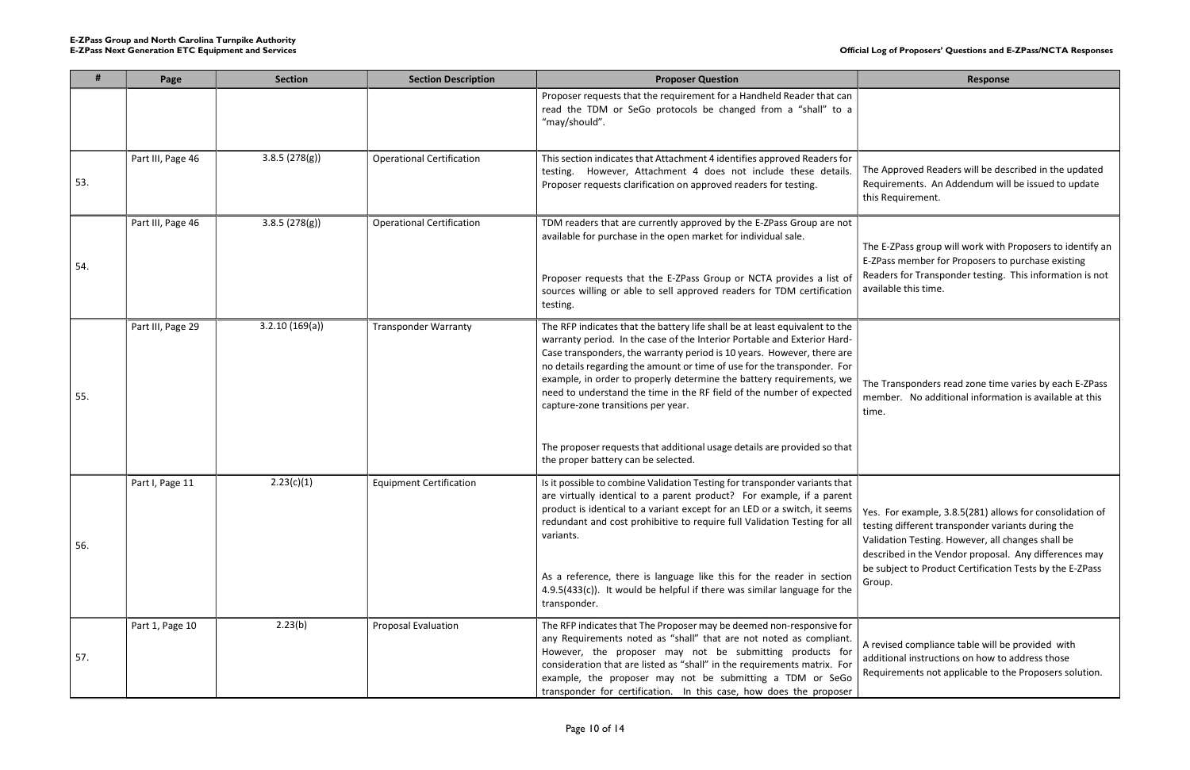| # | Page | Section | Section Description | Proposer Question | Response |
|---|---|---|---|---|---|
| | | | | Proposer requests that the requirement for a Handheld Reader that can read the TDM or SeGo protocols be changed from a "shall" to a "may/should". | |
| 53. | Part III, Page 46 | 3.8.5 (278(g)) | Operational Certification | This section indicates that Attachment 4 identifies approved Readers for testing. However, Attachment 4 does not include these details. Proposer requests clarification on approved readers for testing. | The Approved Readers will be described in the updated Requirements. An Addendum will be issued to update this Requirement. |
| 54. | Part III, Page 46 | 3.8.5 (278(g)) | Operational Certification | TDM readers that are currently approved by the E-ZPass Group are not available for purchase in the open market for individual sale.<br><br>Proposer requests that the E-ZPass Group or NCTA provides a list of sources willing or able to sell approved readers for TDM certification testing. | The E-ZPass group will work with Proposers to identify an E-ZPass member for Proposers to purchase existing Readers for Transponder testing. This information is not available this time. |
| 55. | Part III, Page 29 | 3.2.10 (169(a)) | Transponder Warranty | The RFP indicates that the battery life shall be at least equivalent to the warranty period. In the case of the Interior Portable and Exterior Hard-Case transponders, the warranty period is 10 years. However, there are no details regarding the amount or time of use for the transponder. For example, in order to properly determine the battery requirements, we need to understand the time in the RF field of the number of expected capture-zone transitions per year.<br><br>The proposer requests that additional usage details are provided so that the proper battery can be selected. | The Transponders read zone time varies by each E-ZPass member. No additional information is available at this time. |
| 56. | Part I, Page 11 | 2.23(c)(1) | Equipment Certification | Is it possible to combine Validation Testing for transponder variants that are virtually identical to a parent product? For example, if a parent product is identical to a variant except for an LED or a switch, it seems redundant and cost prohibitive to require full Validation Testing for all variants.<br><br>As a reference, there is language like this for the reader in section 4.9.5(433(c)). It would be helpful if there was similar language for the transponder. | Yes. For example, 3.8.5(281) allows for consolidation of testing different transponder variants during the Validation Testing. However, all changes shall be described in the Vendor proposal. Any differences may be subject to Product Certification Tests by the E-ZPass Group. |
| 57. | Part 1, Page 10 | 2.23(b) | Proposal Evaluation | The RFP indicates that The Proposer may be deemed non-responsive for any Requirements noted as "shall" that are not noted as compliant. However, the proposer may not be submitting products for consideration that are listed as "shall" in the requirements matrix. For example, the proposer may not be submitting a TDM or SeGo transponder for certification. In this case, how does the proposer | A revised compliance table will be provided with additional instructions on how to address those Requirements not applicable to the Proposers solution. |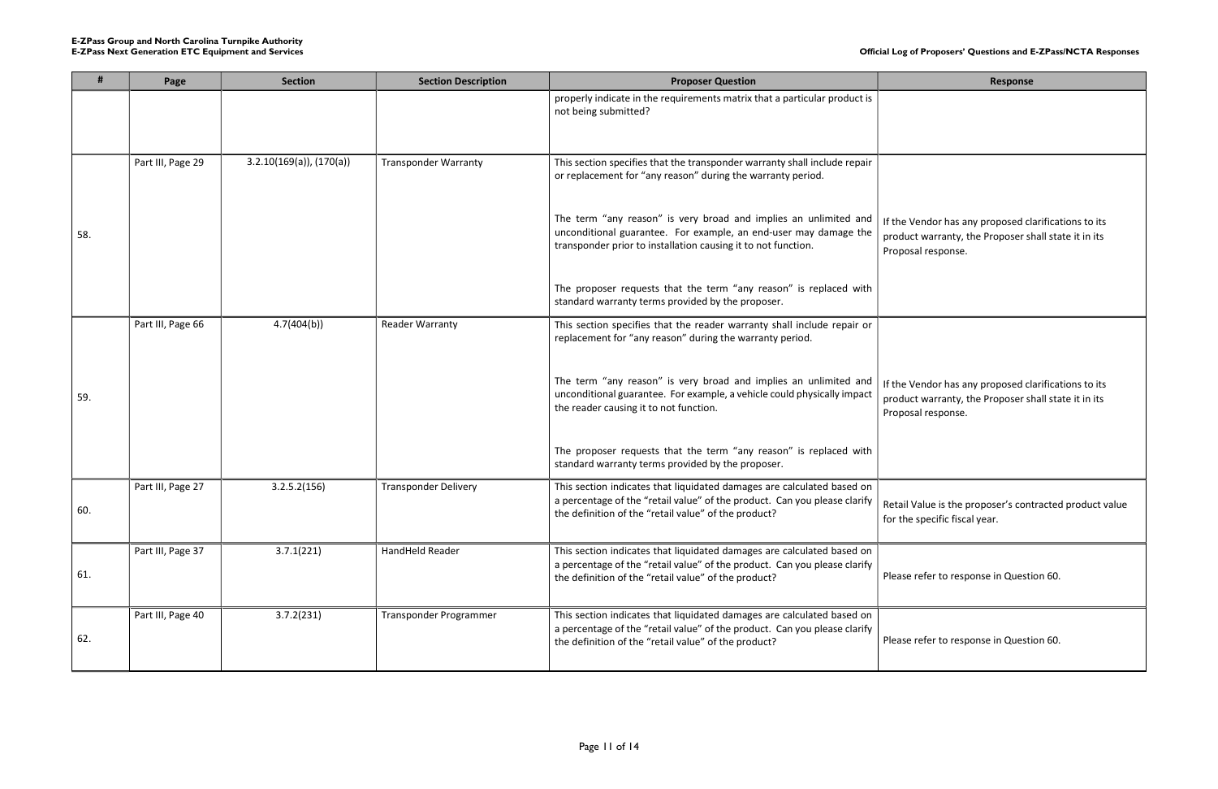| # | Page | Section | Section Description | Proposer Question | Response |
|---|---|---|---|---|---|
| | | | | properly indicate in the requirements matrix that a particular product is not being submitted? | |
| 58. | Part III, Page 29 | 3.2.10(169(a)), (170(a)) | Transponder Warranty | This section specifies that the transponder warranty shall include repair or replacement for "any reason" during the warranty period.<br><br>The term "any reason" is very broad and implies an unlimited and unconditional guarantee. For example, an end-user may damage the transponder prior to installation causing it to not function.<br><br>The proposer requests that the term "any reason" is replaced with standard warranty terms provided by the proposer. | If the Vendor has any proposed clarifications to its product warranty, the Proposer shall state it in its Proposal response. |
| 59. | Part III, Page 66 | 4.7(404(b)) | Reader Warranty | This section specifies that the reader warranty shall include repair or replacement for "any reason" during the warranty period.<br><br>The term "any reason" is very broad and implies an unlimited and unconditional guarantee. For example, a vehicle could physically impact the reader causing it to not function.<br><br>The proposer requests that the term "any reason" is replaced with standard warranty terms provided by the proposer. | If the Vendor has any proposed clarifications to its product warranty, the Proposer shall state it in its Proposal response. |
| 60. | Part III, Page 27 | 3.2.5.2(156) | Transponder Delivery | This section indicates that liquidated damages are calculated based on a percentage of the "retail value" of the product. Can you please clarify the definition of the "retail value" of the product? | Retail Value is the proposer's contracted product value for the specific fiscal year. |
| 61. | Part III, Page 37 | 3.7.1(221) | HandHeld Reader | This section indicates that liquidated damages are calculated based on a percentage of the "retail value" of the product. Can you please clarify the definition of the "retail value" of the product? | Please refer to response in Question 60. |
| 62. | Part III, Page 40 | 3.7.2(231) | Transponder Programmer | This section indicates that liquidated damages are calculated based on a percentage of the "retail value" of the product. Can you please clarify the definition of the "retail value" of the product? | Please refer to response in Question 60. |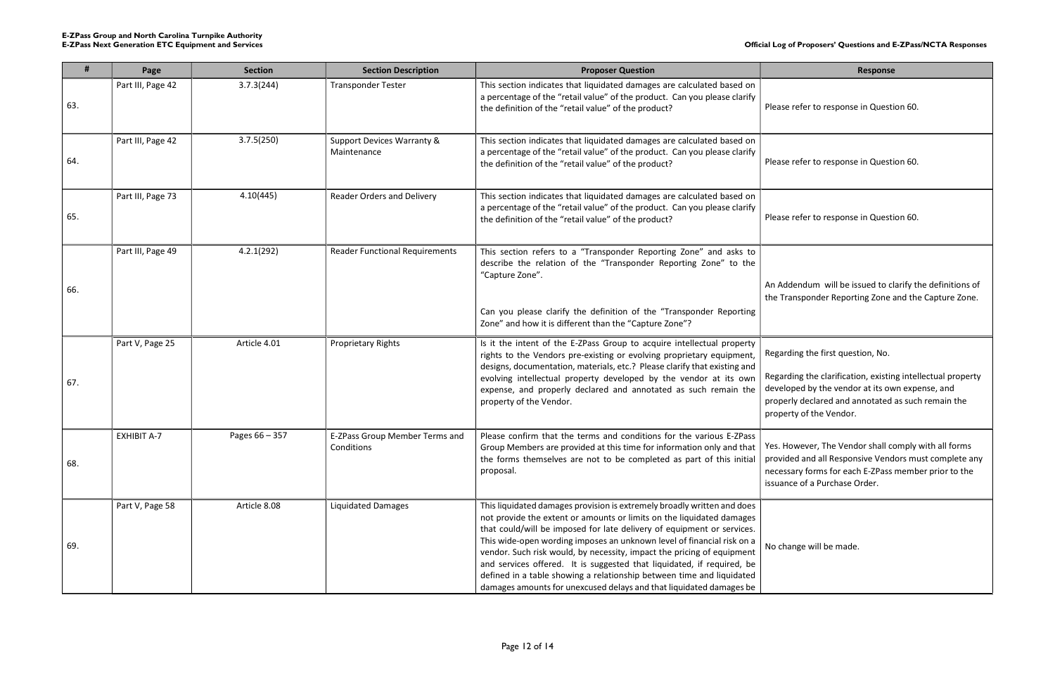| # | Page | Section | Section Description | Proposer Question | Response |
|---|---|---|---|---|---|
| 63. | Part III, Page 42 | 3.7.3(244) | Transponder Tester | This section indicates that liquidated damages are calculated based on a percentage of the "retail value" of the product. Can you please clarify the definition of the "retail value" of the product? | Please refer to response in Question 60. |
| 64. | Part III, Page 42 | 3.7.5(250) | Support Devices Warranty & Maintenance | This section indicates that liquidated damages are calculated based on a percentage of the "retail value" of the product. Can you please clarify the definition of the "retail value" of the product? | Please refer to response in Question 60. |
| 65. | Part III, Page 73 | 4.10(445) | Reader Orders and Delivery | This section indicates that liquidated damages are calculated based on a percentage of the "retail value" of the product. Can you please clarify the definition of the "retail value" of the product? | Please refer to response in Question 60. |
| 66. | Part III, Page 49 | 4.2.1(292) | Reader Functional Requirements | This section refers to a "Transponder Reporting Zone" and asks to describe the relation of the "Transponder Reporting Zone" to the "Capture Zone".<br><br>Can you please clarify the definition of the "Transponder Reporting Zone" and how it is different than the "Capture Zone"? | An Addendum will be issued to clarify the definitions of the Transponder Reporting Zone and the Capture Zone. |
| 67. | Part V, Page 25 | Article 4.01 | Proprietary Rights | Is it the intent of the E-ZPass Group to acquire intellectual property rights to the Vendors pre-existing or evolving proprietary equipment, designs, documentation, materials, etc.? Please clarify that existing and evolving intellectual property developed by the vendor at its own expense, and properly declared and annotated as such remain the property of the Vendor. | Regarding the first question, No.<br><br>Regarding the clarification, existing intellectual property developed by the vendor at its own expense, and properly declared and annotated as such remain the property of the Vendor. |
| 68. | EXHIBIT A-7 | Pages 66 – 357 | E-ZPass Group Member Terms and Conditions | Please confirm that the terms and conditions for the various E-ZPass Group Members are provided at this time for information only and that the forms themselves are not to be completed as part of this initial proposal. | Yes. However, The Vendor shall comply with all forms provided and all Responsive Vendors must complete any necessary forms for each E-ZPass member prior to the issuance of a Purchase Order. |
| 69. | Part V, Page 58 | Article 8.08 | Liquidated Damages | This liquidated damages provision is extremely broadly written and does not provide the extent or amounts or limits on the liquidated damages that could/will be imposed for late delivery of equipment or services. This wide-open wording imposes an unknown level of financial risk on a vendor. Such risk would, by necessity, impact the pricing of equipment and services offered. It is suggested that liquidated, if required, be defined in a table showing a relationship between time and liquidated damages amounts for unexcused delays and that liquidated damages be | No change will be made. |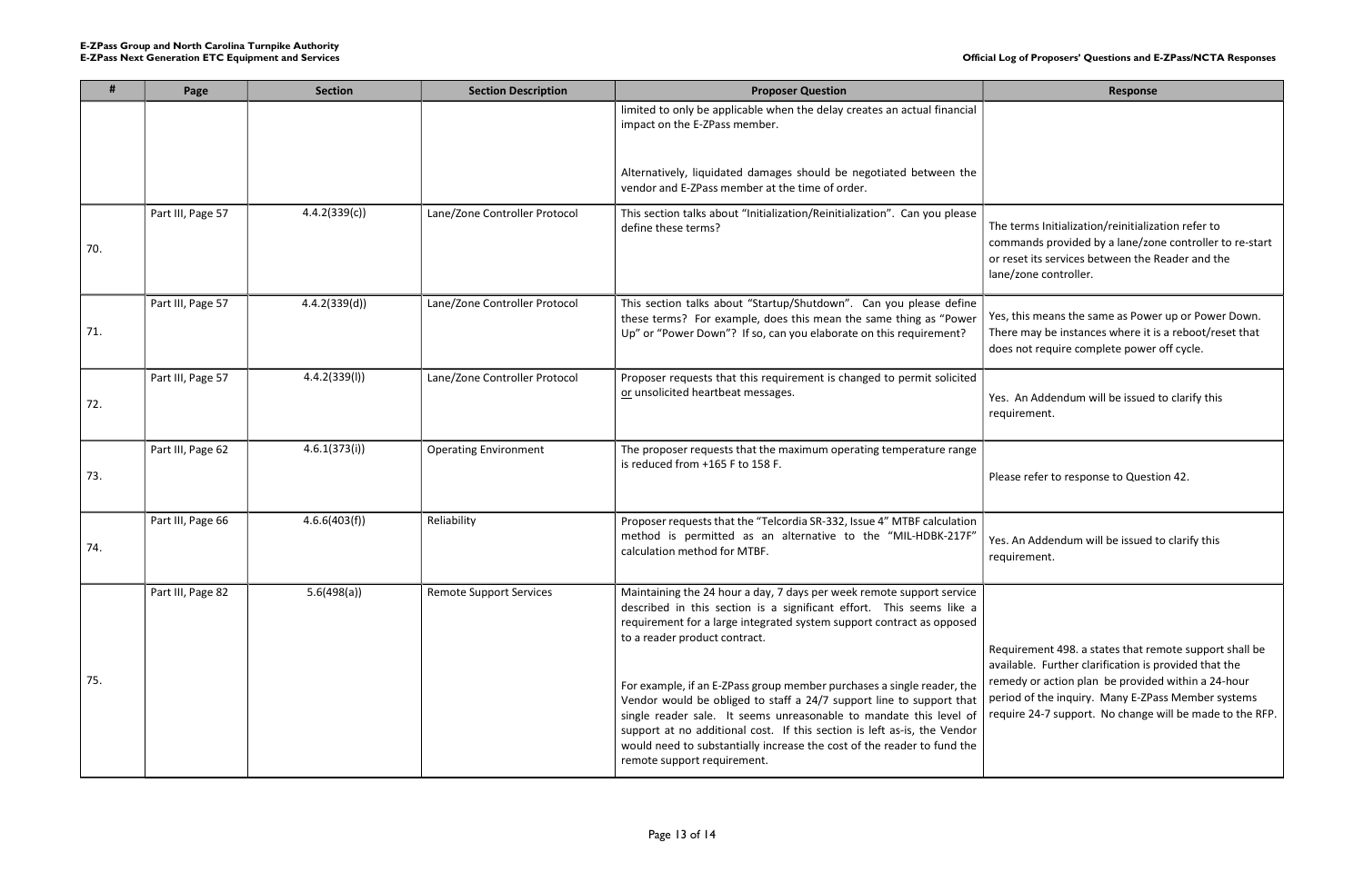| # | Page | Section | Section Description | Proposer Question | Response |
|---|---|---|---|---|---|
| | | | | limited to only be applicable when the delay creates an actual financial impact on the E-ZPass member.<br><br>Alternatively, liquidated damages should be negotiated between the vendor and E-ZPass member at the time of order. | |
| 70. | Part III, Page 57 | 4.4.2(339(c)) | Lane/Zone Controller Protocol | This section talks about "Initialization/Reinitialization". Can you please define these terms? | The terms Initialization/reinitialization refer to commands provided by a lane/zone controller to re-start or reset its services between the Reader and the lane/zone controller. |
| 71. | Part III, Page 57 | 4.4.2(339(d)) | Lane/Zone Controller Protocol | This section talks about "Startup/Shutdown". Can you please define these terms? For example, does this mean the same thing as "Power Up" or "Power Down"? If so, can you elaborate on this requirement? | Yes, this means the same as Power up or Power Down. There may be instances where it is a reboot/reset that does not require complete power off cycle. |
| 72. | Part III, Page 57 | 4.4.2(339(l)) | Lane/Zone Controller Protocol | Proposer requests that this requirement is changed to permit solicited or unsolicited heartbeat messages. | Yes. An Addendum will be issued to clarify this requirement. |
| 73. | Part III, Page 62 | 4.6.1(373(i)) | Operating Environment | The proposer requests that the maximum operating temperature range is reduced from +165 F to 158 F. | Please refer to response to Question 42. |
| 74. | Part III, Page 66 | 4.6.6(403(f)) | Reliability | Proposer requests that the "Telcordia SR-332, Issue 4" MTBF calculation method is permitted as an alternative to the "MIL-HDBK-217F" calculation method for MTBF. | Yes. An Addendum will be issued to clarify this requirement. |
| 75. | Part III, Page 82 | 5.6(498(a)) | Remote Support Services | Maintaining the 24 hour a day, 7 days per week remote support service described in this section is a significant effort. This seems like a requirement for a large integrated system support contract as opposed to a reader product contract.<br><br>For example, if an E-ZPass group member purchases a single reader, the Vendor would be obliged to staff a 24/7 support line to support that single reader sale. It seems unreasonable to mandate this level of support at no additional cost. If this section is left as-is, the Vendor would need to substantially increase the cost of the reader to fund the remote support requirement. | Requirement 498. a states that remote support shall be available. Further clarification is provided that the remedy or action plan be provided within a 24-hour period of the inquiry. Many E-ZPass Member systems require 24-7 support. No change will be made to the RFP. |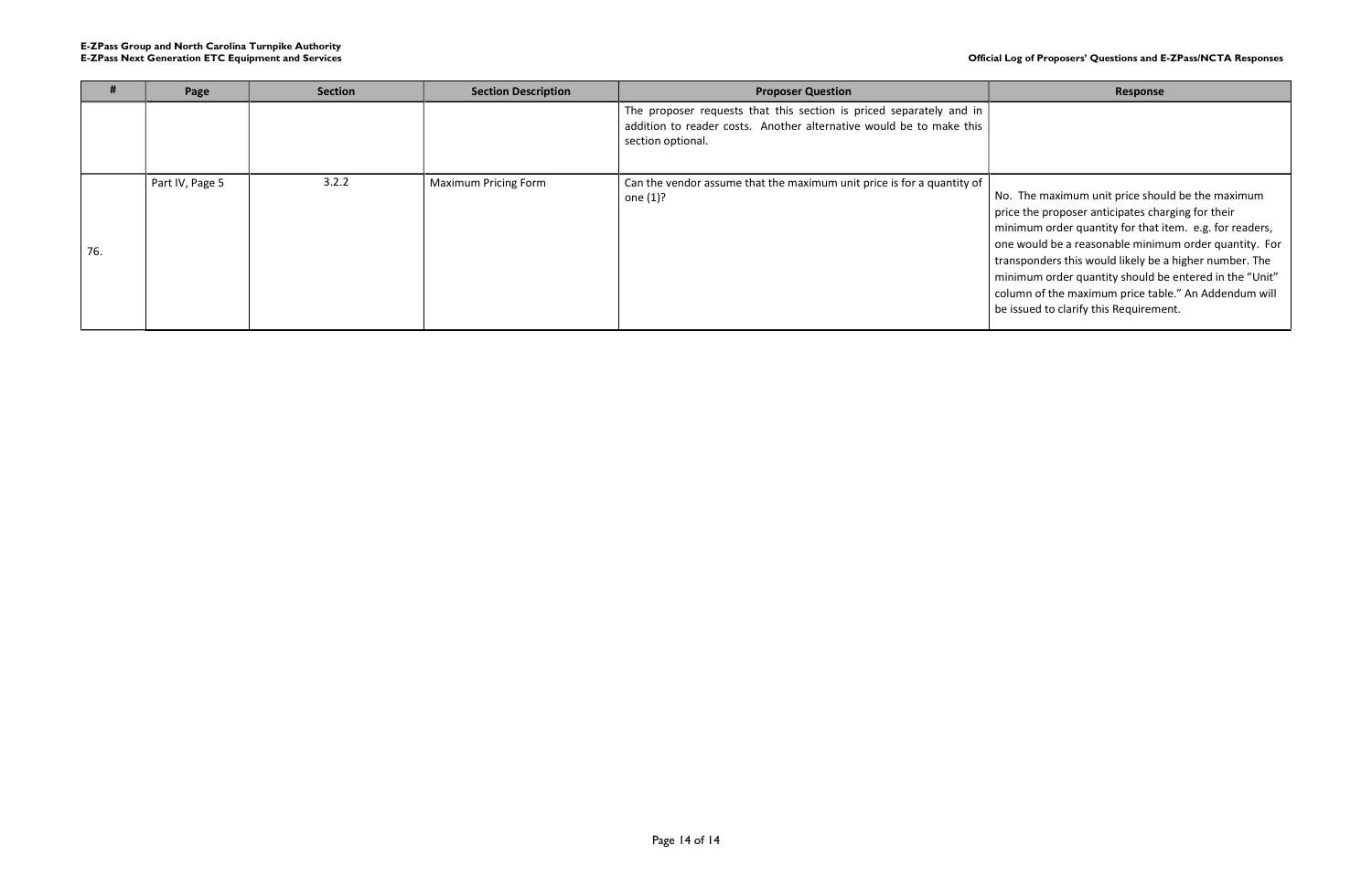| # | Page | Section | Section Description | Proposer Question | Response |
|---|---|---|---|---|---|
| | | | | The proposer requests that this section is priced separately and in addition to reader costs. Another alternative would be to make this section optional. | |
| 76. | Part IV, Page 5 | 3.2.2 | Maximum Pricing Form | Can the vendor assume that the maximum unit price is for a quantity of one (1)? | No. The maximum unit price should be the maximum price the proposer anticipates charging for their minimum order quantity for that item. e.g. for readers, one would be a reasonable minimum order quantity. For transponders this would likely be a higher number. The minimum order quantity should be entered in the "Unit" column of the maximum price table." An Addendum will be issued to clarify this Requirement. |